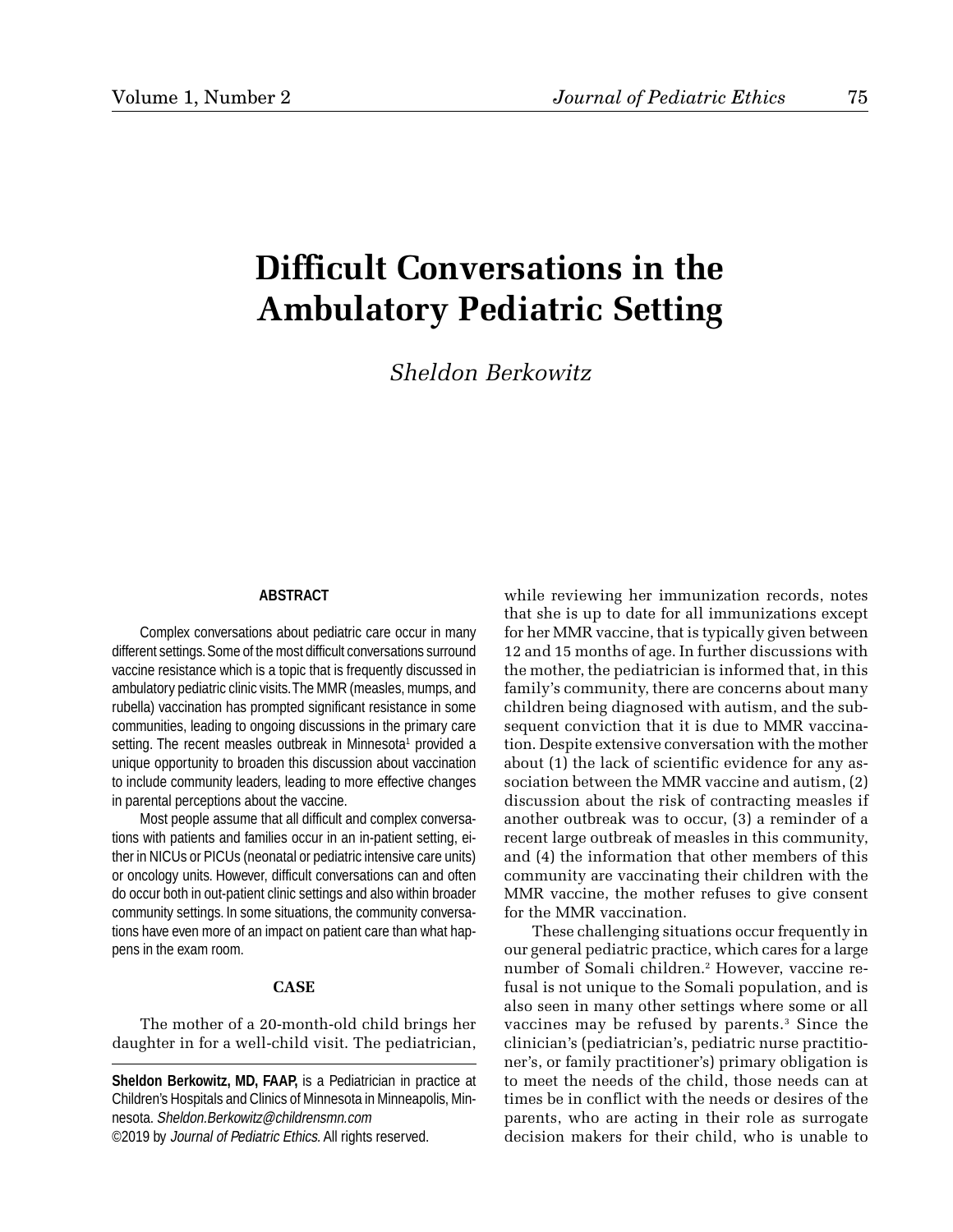# Difficult Conversations in the Ambulatory Pediatric Setting

*Sheldon Berkowitz*

**ABSTRACT**

Complex conversations about pediatric care occur in many different settings. Some of the most difficult conversations surround vaccine resistance which is a topic that is frequently discussed in ambulatory pediatric clinic visits. The MMR (measles, mumps, and rubella) vaccination has prompted significant resistance in some communities, leading to ongoing discussions in the primary care setting. The recent measles outbreak in Minnesota[1] provided a unique opportunity to broaden this discussion about vaccination to include community leaders, leading to more effective changes in parental perceptions about the vaccine.

Most people assume that all difficult and complex conversations with patients and families occur in an in-patient setting, either in NICUs or PICUs (neonatal or pediatric intensive care units) or oncology units. However, difficult conversations can and often do occur both in out-patient clinic settings and also within broader community settings. In some situations, the community conversations have even more of an impact on patient care than what happens in the exam room.

## CASE

The mother of a 20-month-old child brings her daughter in for a well-child visit. The pediatrician, while reviewing her immunization records, notes that she is up to date for all immunizations except for her MMR vaccine, that is typically given between 12 and 15 months of age. In further discussions with the mother, the pediatrician is informed that, in this family's community, there are concerns about many children being diagnosed with autism, and the subsequent conviction that it is due to MMR vaccination. Despite extensive conversation with the mother about (1) the lack of scientific evidence for any association between the MMR vaccine and autism, (2) discussion about the risk of contracting measles if another outbreak was to occur, (3) a reminder of a recent large outbreak of measles in this community, and (4) the information that other members of this community are vaccinating their children with the MMR vaccine, the mother refuses to give consent for the MMR vaccination.

These challenging situations occur frequently in our general pediatric practice, which cares for a large number of Somali children.[2] However, vaccine refusal is not unique to the Somali population, and is also seen in many other settings where some or all vaccines may be refused by parents.[3] Since the clinician's (pediatrician's, pediatric nurse practitioner's, or family practitioner's) primary obligation is to meet the needs of the child, those needs can at times be in conflict with the needs or desires of the parents, who are acting in their role as surrogate decision makers for their child, who is unable to

---

**Sheldon Berkowitz, MD, FAAP,** is a Pediatrician in practice at Children's Hospitals and Clinics of Minnesota in Minneapolis, Minnesota. *Sheldon.Berkowitz@childrensmn.com*

©2019 by *Journal of Pediatric Ethics.* All rights reserved.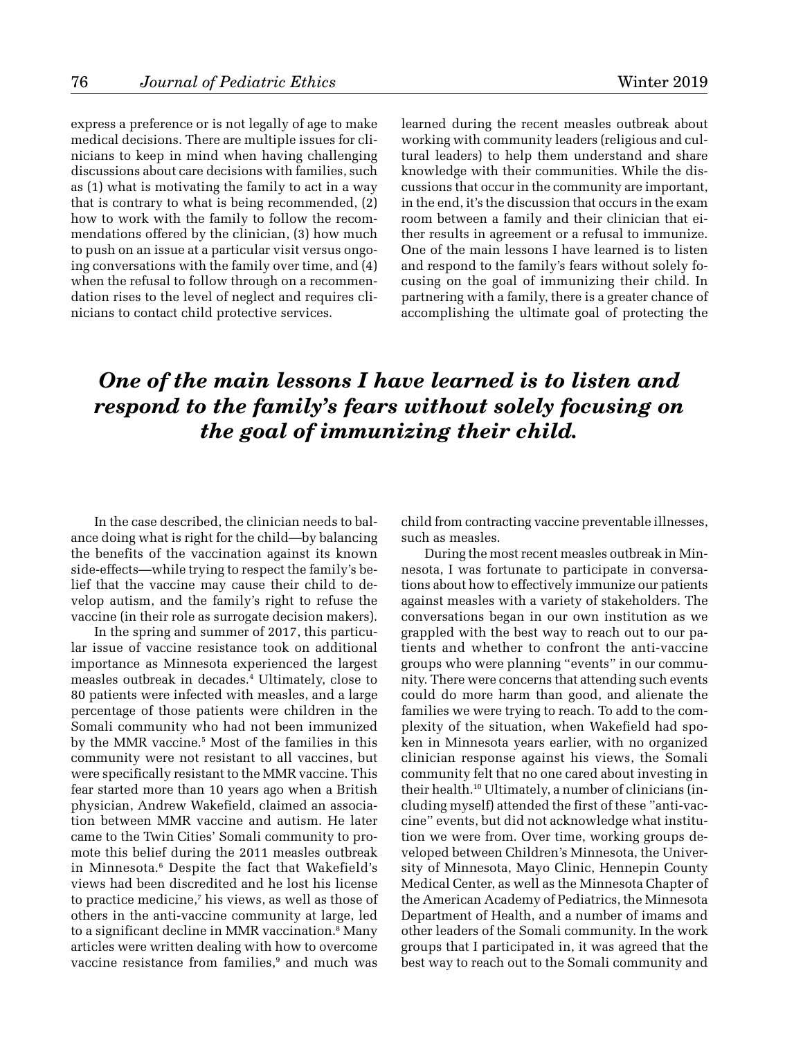express a preference or is not legally of age to make medical decisions. There are multiple issues for clinicians to keep in mind when having challenging discussions about care decisions with families, such as (1) what is motivating the family to act in a way that is contrary to what is being recommended, (2) how to work with the family to follow the recommendations offered by the clinician, (3) how much to push on an issue at a particular visit versus ongoing conversations with the family over time, and (4) when the refusal to follow through on a recommendation rises to the level of neglect and requires clinicians to contact child protective services.

In the case described, the clinician needs to balance doing what is right for the child—by balancing the benefits of the vaccination against its known side-effects—while trying to respect the family's belief that the vaccine may cause their child to develop autism, and the family's right to refuse the vaccine (in their role as surrogate decision makers).

In the spring and summer of 2017, this particular issue of vaccine resistance took on additional importance as Minnesota experienced the largest measles outbreak in decades.[4] Ultimately, close to 80 patients were infected with measles, and a large percentage of those patients were children in the Somali community who had not been immunized by the MMR vaccine.[5] Most of the families in this community were not resistant to all vaccines, but were specifically resistant to the MMR vaccine. This fear started more than 10 years ago when a British physician, Andrew Wakefield, claimed an association between MMR vaccine and autism. He later came to the Twin Cities' Somali community to promote this belief during the 2011 measles outbreak in Minnesota.[6] Despite the fact that Wakefield's views had been discredited and he lost his license to practice medicine,[7] his views, as well as those of others in the anti-vaccine community at large, led to a significant decline in MMR vaccination.[8] Many articles were written dealing with how to overcome vaccine resistance from families,[9] and much was learned during the recent measles outbreak about working with community leaders (religious and cultural leaders) to help them understand and share knowledge with their communities. While the discussions that occur in the community are important, in the end, it's the discussion that occurs in the exam room between a family and their clinician that either results in agreement or a refusal to immunize. One of the main lessons I have learned is to listen and respond to the family's fears without solely focusing on the goal of immunizing their child. In partnering with a family, there is a greater chance of accomplishing the ultimate goal of protecting the child from contracting vaccine preventable illnesses, such as measles.

***One of the main lessons I have learned is to listen and respond to the family's fears without solely focusing on the goal of immunizing their child.***

During the most recent measles outbreak in Minnesota, I was fortunate to participate in conversations about how to effectively immunize our patients against measles with a variety of stakeholders. The conversations began in our own institution as we grappled with the best way to reach out to our patients and whether to confront the anti-vaccine groups who were planning "events" in our community. There were concerns that attending such events could do more harm than good, and alienate the families we were trying to reach. To add to the complexity of the situation, when Wakefield had spoken in Minnesota years earlier, with no organized clinician response against his views, the Somali community felt that no one cared about investing in their health.[10] Ultimately, a number of clinicians (including myself) attended the first of these "anti-vaccine" events, but did not acknowledge what institution we were from. Over time, working groups developed between Children's Minnesota, the University of Minnesota, Mayo Clinic, Hennepin County Medical Center, as well as the Minnesota Chapter of the American Academy of Pediatrics, the Minnesota Department of Health, and a number of imams and other leaders of the Somali community. In the work groups that I participated in, it was agreed that the best way to reach out to the Somali community and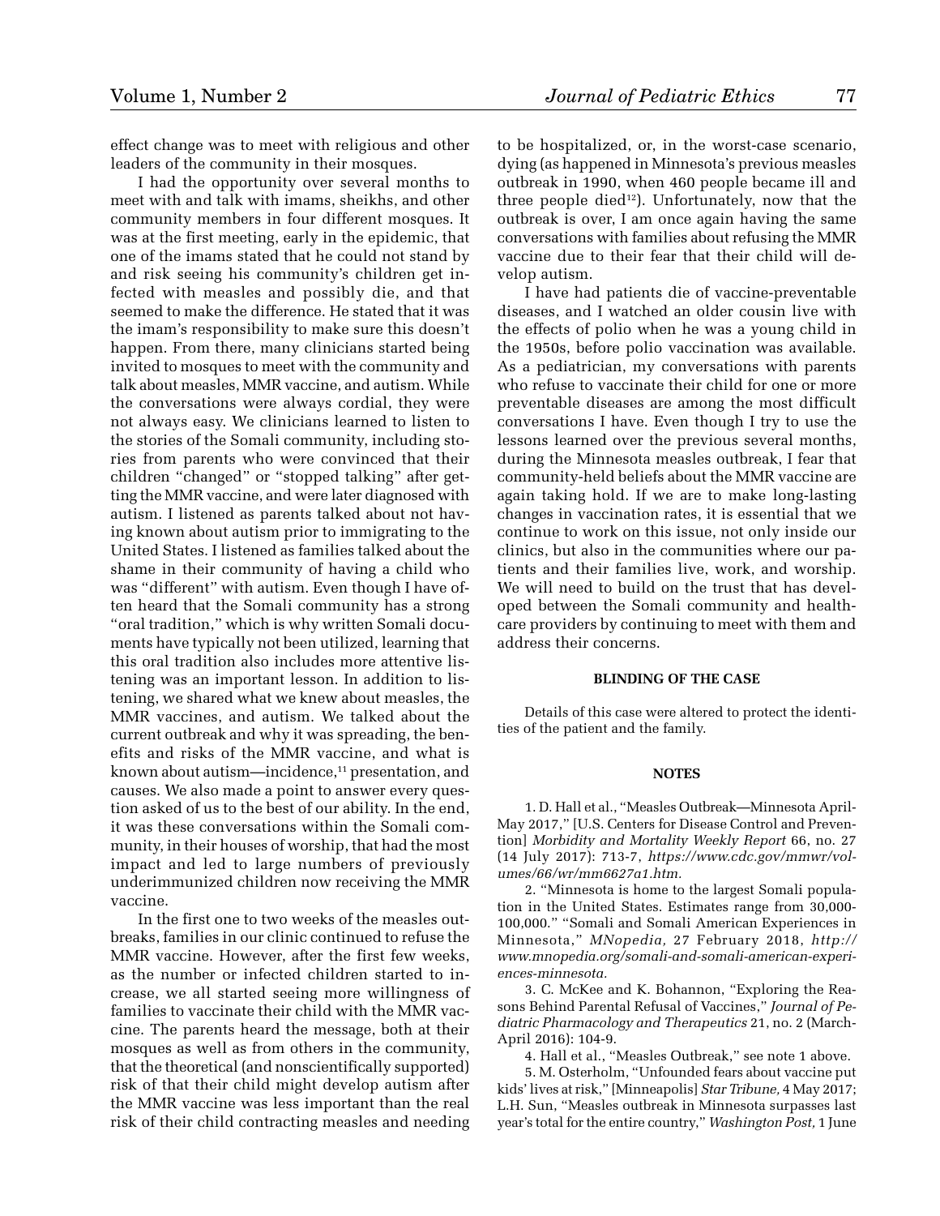effect change was to meet with religious and other leaders of the community in their mosques.

I had the opportunity over several months to meet with and talk with imams, sheikhs, and other community members in four different mosques. It was at the first meeting, early in the epidemic, that one of the imams stated that he could not stand by and risk seeing his community's children get infected with measles and possibly die, and that seemed to make the difference. He stated that it was the imam's responsibility to make sure this doesn't happen. From there, many clinicians started being invited to mosques to meet with the community and talk about measles, MMR vaccine, and autism. While the conversations were always cordial, they were not always easy. We clinicians learned to listen to the stories of the Somali community, including stories from parents who were convinced that their children "changed" or "stopped talking" after getting the MMR vaccine, and were later diagnosed with autism. I listened as parents talked about not having known about autism prior to immigrating to the United States. I listened as families talked about the shame in their community of having a child who was "different" with autism. Even though I have often heard that the Somali community has a strong "oral tradition," which is why written Somali documents have typically not been utilized, learning that this oral tradition also includes more attentive listening was an important lesson. In addition to listening, we shared what we knew about measles, the MMR vaccines, and autism. We talked about the current outbreak and why it was spreading, the benefits and risks of the MMR vaccine, and what is known about autism—incidence,[11] presentation, and causes. We also made a point to answer every question asked of us to the best of our ability. In the end, it was these conversations within the Somali community, in their houses of worship, that had the most impact and led to large numbers of previously underimmunized children now receiving the MMR vaccine.

In the first one to two weeks of the measles outbreaks, families in our clinic continued to refuse the MMR vaccine. However, after the first few weeks, as the number or infected children started to increase, we all started seeing more willingness of families to vaccinate their child with the MMR vaccine. The parents heard the message, both at their mosques as well as from others in the community, that the theoretical (and nonscientifically supported) risk of that their child might develop autism after the MMR vaccine was less important than the real risk of their child contracting measles and needing to be hospitalized, or, in the worst-case scenario, dying (as happened in Minnesota's previous measles outbreak in 1990, when 460 people became ill and three people died[12]). Unfortunately, now that the outbreak is over, I am once again having the same conversations with families about refusing the MMR vaccine due to their fear that their child will develop autism.

I have had patients die of vaccine-preventable diseases, and I watched an older cousin live with the effects of polio when he was a young child in the 1950s, before polio vaccination was available. As a pediatrician, my conversations with parents who refuse to vaccinate their child for one or more preventable diseases are among the most difficult conversations I have. Even though I try to use the lessons learned over the previous several months, during the Minnesota measles outbreak, I fear that community-held beliefs about the MMR vaccine are again taking hold. If we are to make long-lasting changes in vaccination rates, it is essential that we continue to work on this issue, not only inside our clinics, but also in the communities where our patients and their families live, work, and worship. We will need to build on the trust that has developed between the Somali community and healthcare providers by continuing to meet with them and address their concerns.

## BLINDING OF THE CASE

Details of this case were altered to protect the identities of the patient and the family.

## NOTES

1. D. Hall et al., "Measles Outbreak—Minnesota April-May 2017," [U.S. Centers for Disease Control and Prevention] *Morbidity and Mortality Weekly Report* 66, no. 27 (14 July 2017): 713-7, *https://www.cdc.gov/mmwr/volumes/66/wr/mm6627a1.htm.*

2. "Minnesota is home to the largest Somali population in the United States. Estimates range from 30,000-100,000." "Somali and Somali American Experiences in Minnesota," *MNopedia,* 27 February 2018, *http://www.mnopedia.org/somali-and-somali-american-experiences-minnesota.*

3. C. McKee and K. Bohannon, "Exploring the Reasons Behind Parental Refusal of Vaccines," *Journal of Pediatric Pharmacology and Therapeutics* 21, no. 2 (March-April 2016): 104-9.

4. Hall et al., "Measles Outbreak," see note 1 above.

5. M. Osterholm, "Unfounded fears about vaccine put kids' lives at risk," [Minneapolis] *Star Tribune,* 4 May 2017; L.H. Sun, "Measles outbreak in Minnesota surpasses last year's total for the entire country," *Washington Post,* 1 June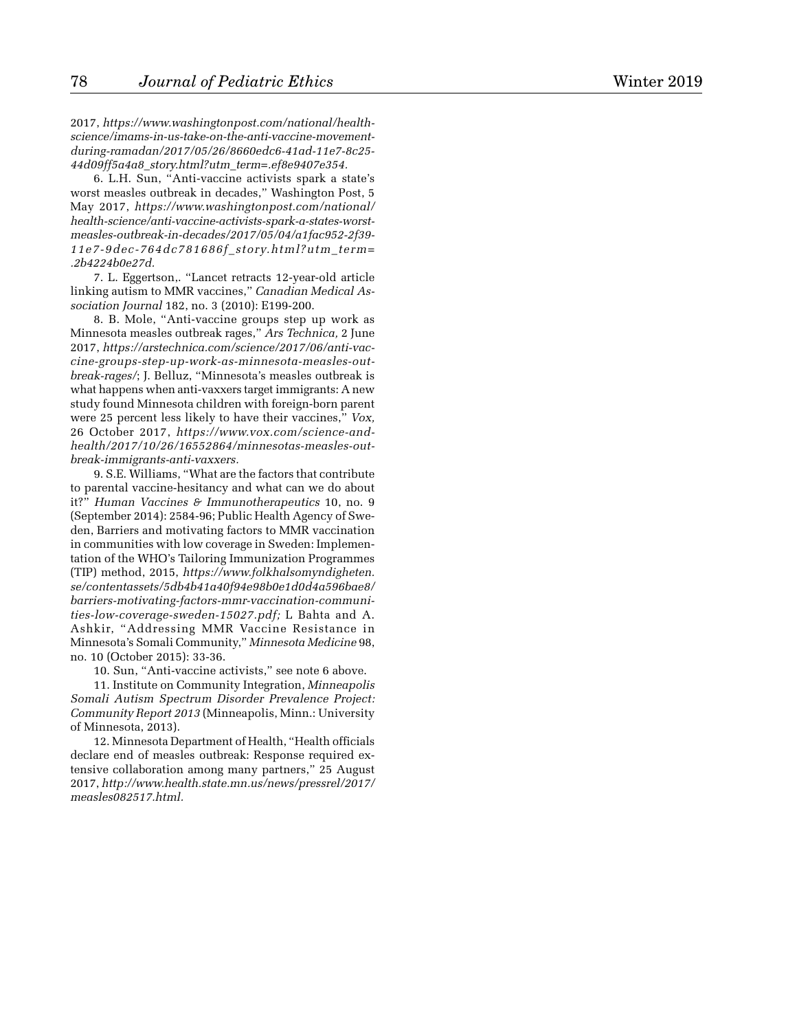2017, *https://www.washingtonpost.com/national/health-science/imams-in-us-take-on-the-anti-vaccine-movement-during-ramadan/2017/05/26/8660edc6-41ad-11e7-8c25-44d09ff5a4a8_story.html?utm_term=.ef8e9407e354.*

6. L.H. Sun, "Anti-vaccine activists spark a state's worst measles outbreak in decades," Washington Post, 5 May 2017, *https://www.washingtonpost.com/national/health-science/anti-vaccine-activists-spark-a-states-worst-measles-outbreak-in-decades/2017/05/04/a1fac952-2f39-11e7-9dec-764dc781686f_story.html?utm_term=.2b4224b0e27d.*

7. L. Eggertson,. "Lancet retracts 12-year-old article linking autism to MMR vaccines," *Canadian Medical Association Journal* 182, no. 3 (2010): E199-200.

8. B. Mole, "Anti-vaccine groups step up work as Minnesota measles outbreak rages," *Ars Technica,* 2 June 2017, *https://arstechnica.com/science/2017/06/anti-vaccine-groups-step-up-work-as-minnesota-measles-outbreak-rages/*; J. Belluz, "Minnesota's measles outbreak is what happens when anti-vaxxers target immigrants: A new study found Minnesota children with foreign-born parent were 25 percent less likely to have their vaccines," *Vox,* 26 October 2017, *https://www.vox.com/science-and-health/2017/10/26/16552864/minnesotas-measles-outbreak-immigrants-anti-vaxxers.*

9. S.E. Williams, "What are the factors that contribute to parental vaccine-hesitancy and what can we do about it?" *Human Vaccines & Immunotherapeutics* 10, no. 9 (September 2014): 2584-96; Public Health Agency of Sweden, Barriers and motivating factors to MMR vaccination in communities with low coverage in Sweden: Implementation of the WHO's Tailoring Immunization Programmes (TIP) method, 2015, *https://www.folkhalsomyndigheten.se/contentassets/5db4b41a40f94e98b0e1d0d4a596bae8/barriers-motivating-factors-mmr-vaccination-communities-low-coverage-sweden-15027.pdf;* L Bahta and A. Ashkir, "Addressing MMR Vaccine Resistance in Minnesota's Somali Community," *Minnesota Medicine* 98, no. 10 (October 2015): 33-36.

10. Sun, "Anti-vaccine activists," see note 6 above.

11. Institute on Community Integration, *Minneapolis Somali Autism Spectrum Disorder Prevalence Project: Community Report 2013* (Minneapolis, Minn.: University of Minnesota, 2013).

12. Minnesota Department of Health, "Health officials declare end of measles outbreak: Response required extensive collaboration among many partners," 25 August 2017, *http://www.health.state.mn.us/news/pressrel/2017/measles082517.html.*